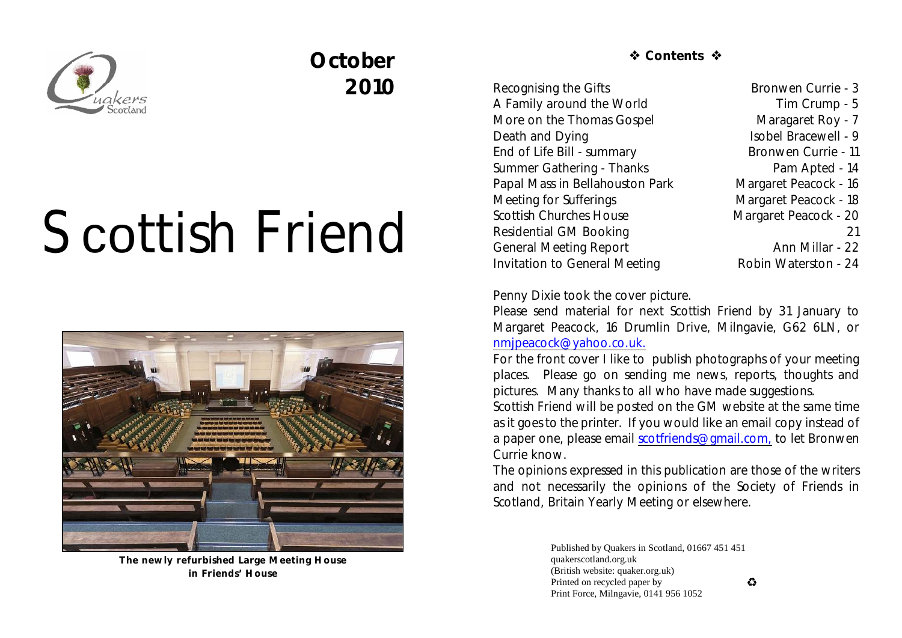**October 2010**

# Scottish Friend

**The newly refurbished Large Meeting House in Friends' House**

## ❖ Contents ❖

| | |
|---|---|
| Recognising the Gifts | Bronwen Currie - 3 |
| A Family around the World | Tim Crump - 5 |
| More on the Thomas Gospel | Maragaret Roy - 7 |
| Death and Dying | Isobel Bracewell - 9 |
| End of Life Bill - summary | Bronwen Currie - 11 |
| Summer Gathering - Thanks | Pam Apted - 14 |
| Papal Mass in Bellahouston Park | Margaret Peacock - 16 |
| Meeting for Sufferings | Margaret Peacock - 18 |
| Scottish Churches House | Margaret Peacock - 20 |
| Residential GM Booking | 21 |
| General Meeting Report | Ann Millar - 22 |
| Invitation to General Meeting | Robin Waterston - 24 |

Penny Dixie took the cover picture.

Please send material for next Scottish Friend by 31 January to Margaret Peacock, 16 Drumlin Drive, Milngavie, G62 6LN, or nmjpeacock@yahoo.co.uk.

For the front cover I like to publish photographs of your meeting places. Please go on sending me news, reports, thoughts and pictures. Many thanks to all who have made suggestions.

Scottish Friend will be posted on the GM website at the same time as it goes to the printer. If you would like an email copy instead of a paper one, please email scotfriends@gmail.com, to let Bronwen Currie know.

The opinions expressed in this publication are those of the writers and not necessarily the opinions of the Society of Friends in Scotland, Britain Yearly Meeting or elsewhere.

Published by Quakers in Scotland, 01667 451 451
quakerscotland.org.uk
(British website: quaker.org.uk)
Printed on recycled paper by ♻
Print Force, Milngavie, 0141 956 1052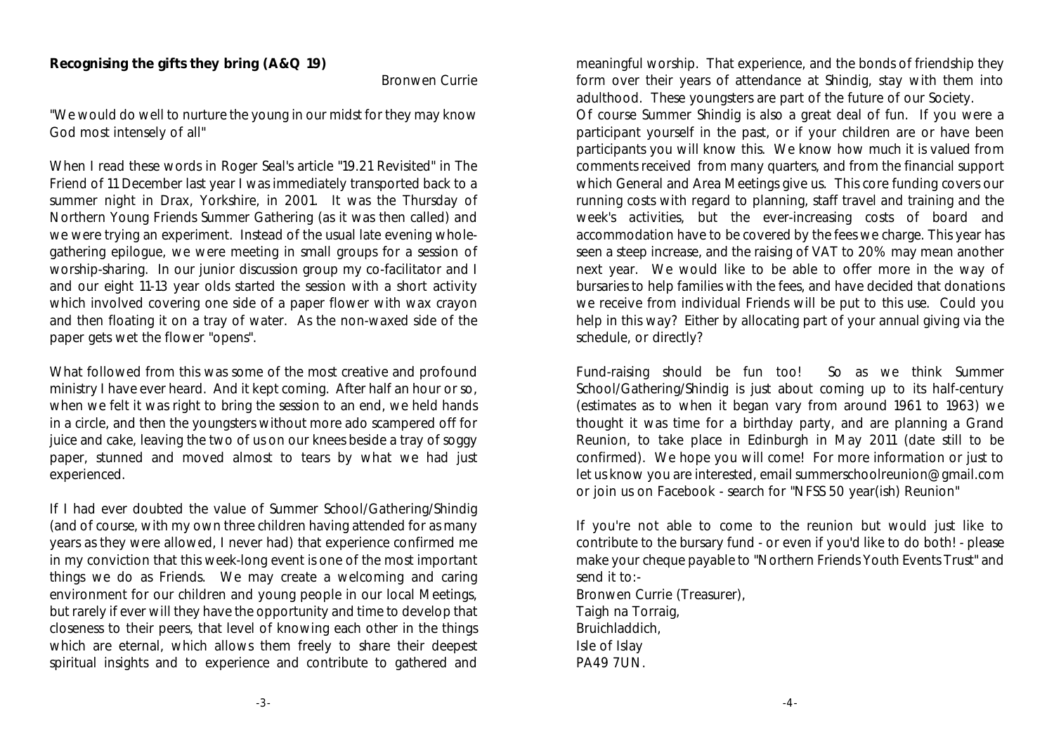**Recognising the gifts they bring (A&Q 19)**

Bronwen Currie

"We would do well to nurture the young in our midst for they may know God most intensely of all"

When I read these words in Roger Seal's article "19.21 Revisited" in The Friend of 11 December last year I was immediately transported back to a summer night in Drax, Yorkshire, in 2001. It was the Thursday of Northern Young Friends Summer Gathering (as it was then called) and we were trying an experiment. Instead of the usual late evening whole-gathering epilogue, we were meeting in small groups for a session of worship-sharing. In our junior discussion group my co-facilitator and I and our eight 11-13 year olds started the session with a short activity which involved covering one side of a paper flower with wax crayon and then floating it on a tray of water. As the non-waxed side of the paper gets wet the flower "opens".

What followed from this was some of the most creative and profound ministry I have ever heard. And it kept coming. After half an hour or so, when we felt it was right to bring the session to an end, we held hands in a circle, and then the youngsters without more ado scampered off for juice and cake, leaving the two of us on our knees beside a tray of soggy paper, stunned and moved almost to tears by what we had just experienced.

If I had ever doubted the value of Summer School/Gathering/Shindig (and of course, with my own three children having attended for as many years as they were allowed, I never had) that experience confirmed me in my conviction that this week-long event is one of the most important things we do as Friends. We may create a welcoming and caring environment for our children and young people in our local Meetings, but rarely if ever will they have the opportunity and time to develop that closeness to their peers, that level of knowing each other in the things which are eternal, which allows them freely to share their deepest spiritual insights and to experience and contribute to gathered and meaningful worship. That experience, and the bonds of friendship they form over their years of attendance at Shindig, stay with them into adulthood. These youngsters are part of the future of our Society.

Of course Summer Shindig is also a great deal of fun. If you were a participant yourself in the past, or if your children are or have been participants you will know this. We know how much it is valued from comments received from many quarters, and from the financial support which General and Area Meetings give us. This core funding covers our running costs with regard to planning, staff travel and training and the week's activities, but the ever-increasing costs of board and accommodation have to be covered by the fees we charge. This year has seen a steep increase, and the raising of VAT to 20% may mean another next year. We would like to be able to offer more in the way of bursaries to help families with the fees, and have decided that donations we receive from individual Friends will be put to this use. Could you help in this way? Either by allocating part of your annual giving via the schedule, or directly?

Fund-raising should be fun too! So as we think Summer School/Gathering/Shindig is just about coming up to its half-century (estimates as to when it began vary from around 1961 to 1963) we thought it was time for a birthday party, and are planning a Grand Reunion, to take place in Edinburgh in May 2011 (date still to be confirmed). We hope you will come! For more information or just to let us know you are interested, email summerschoolreunion@gmail.com or join us on Facebook - search for "NFSS 50 year(ish) Reunion"

If you're not able to come to the reunion but would just like to contribute to the bursary fund - or even if you'd like to do both! - please make your cheque payable to "Northern Friends Youth Events Trust" and send it to:-

Bronwen Currie (Treasurer),
Taigh na Torraig,
Bruichladdich,
Isle of Islay
PA49 7UN.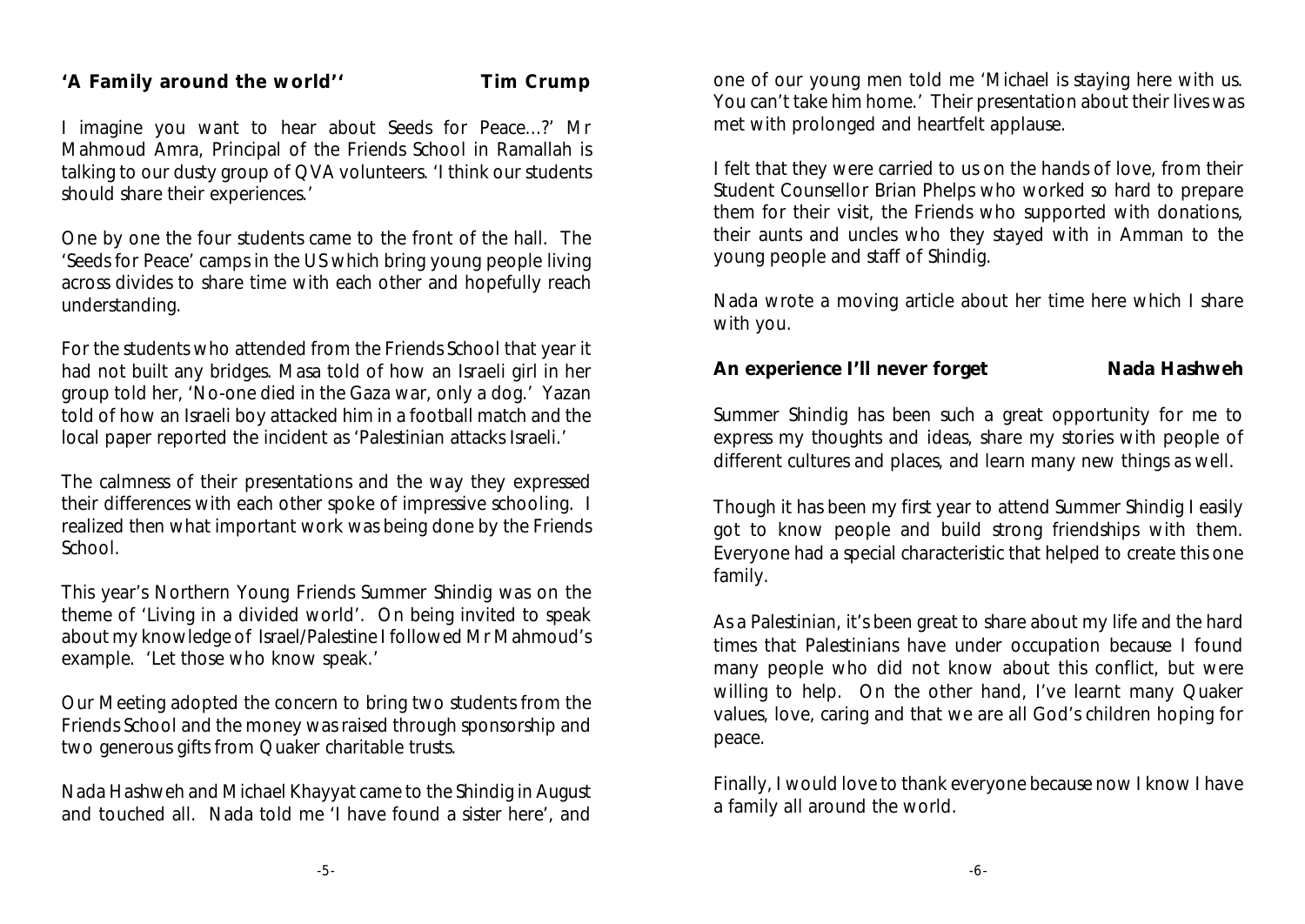## 'A Family around the world'' — Tim Crump

I imagine you want to hear about Seeds for Peace...?' Mr Mahmoud Amra, Principal of the Friends School in Ramallah is talking to our dusty group of QVA volunteers. 'I think our students should share their experiences.'

One by one the four students came to the front of the hall. The 'Seeds for Peace' camps in the US which bring young people living across divides to share time with each other and hopefully reach understanding.

For the students who attended from the Friends School that year it had not built any bridges. Masa told of how an Israeli girl in her group told her, 'No-one died in the Gaza war, only a dog.' Yazan told of how an Israeli boy attacked him in a football match and the local paper reported the incident as 'Palestinian attacks Israeli.'

The calmness of their presentations and the way they expressed their differences with each other spoke of impressive schooling. I realized then what important work was being done by the Friends School.

This year's Northern Young Friends Summer Shindig was on the theme of 'Living in a divided world'. On being invited to speak about my knowledge of Israel/Palestine I followed Mr Mahmoud's example. 'Let those who know speak.'

Our Meeting adopted the concern to bring two students from the Friends School and the money was raised through sponsorship and two generous gifts from Quaker charitable trusts.

Nada Hashweh and Michael Khayyat came to the Shindig in August and touched all. Nada told me 'I have found a sister here', and one of our young men told me 'Michael is staying here with us. You can't take him home.' Their presentation about their lives was met with prolonged and heartfelt applause.

I felt that they were carried to us on the hands of love, from their Student Counsellor Brian Phelps who worked so hard to prepare them for their visit, the Friends who supported with donations, their aunts and uncles who they stayed with in Amman to the young people and staff of Shindig.

Nada wrote a moving article about her time here which I share with you.

## An experience I'll never forget — Nada Hashweh

Summer Shindig has been such a great opportunity for me to express my thoughts and ideas, share my stories with people of different cultures and places, and learn many new things as well.

Though it has been my first year to attend Summer Shindig I easily got to know people and build strong friendships with them. Everyone had a special characteristic that helped to create this one family.

As a Palestinian, it's been great to share about my life and the hard times that Palestinians have under occupation because I found many people who did not know about this conflict, but were willing to help. On the other hand, I've learnt many Quaker values, love, caring and that we are all God's children hoping for peace.

Finally, I would love to thank everyone because now I know I have a family all around the world.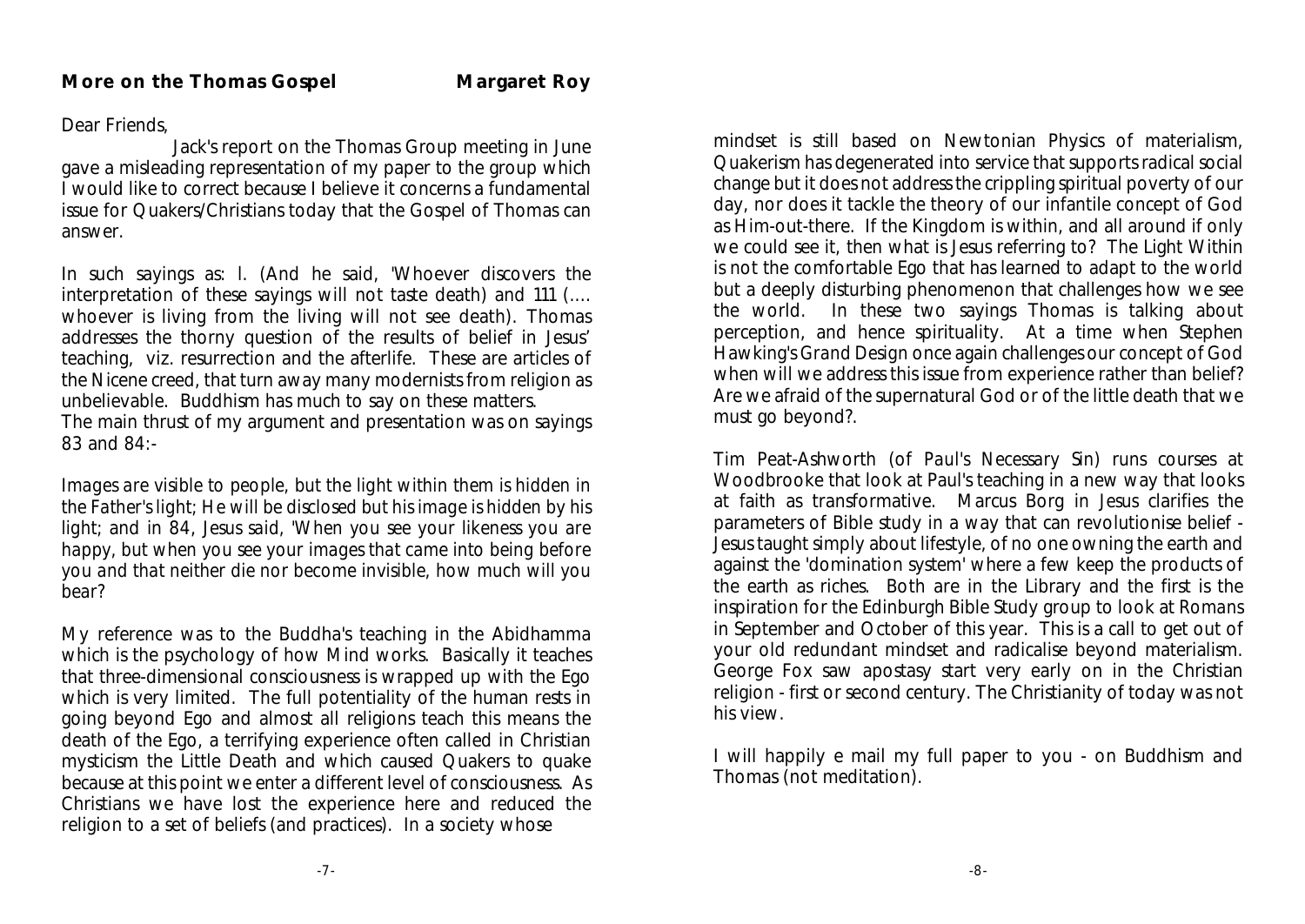**More on the Thomas Gospel** **Margaret Roy**

Dear Friends,

Jack's report on the Thomas Group meeting in June gave a misleading representation of my paper to the group which I would like to correct because I believe it concerns a fundamental issue for Quakers/Christians today that the Gospel of Thomas can answer.

In such sayings as: l. (And he said, 'Whoever discovers the interpretation of these sayings will not taste death) and 111 (.... whoever is living from the living will not see death). Thomas addresses the thorny question of the results of belief in Jesus' teaching, viz. resurrection and the afterlife. These are articles of the Nicene creed, that turn away many modernists from religion as unbelievable. Buddhism has much to say on these matters.
The main thrust of my argument and presentation was on sayings 83 and 84:-

*Images are visible to people, but the light within them is hidden in the Father's light; He will be disclosed but his image is hidden by his light; and in 84, Jesus said, 'When you see your likeness you are happy, but when you see your images that came into being before you and that neither die nor become invisible, how much will you bear?*

My reference was to the Buddha's teaching in the Abidhamma which is the psychology of how Mind works. Basically it teaches that three-dimensional consciousness is wrapped up with the Ego which is very limited. The full potentiality of the human rests in going beyond Ego and almost all religions teach this means the death of the Ego, a terrifying experience often called in Christian mysticism the Little Death and which caused Quakers to quake because at this point we enter a different level of consciousness. As Christians we have lost the experience here and reduced the religion to a set of beliefs (and practices). In a society whose mindset is still based on Newtonian Physics of materialism, Quakerism has degenerated into service that supports radical social change but it does not address the crippling spiritual poverty of our day, nor does it tackle the theory of our infantile concept of God as Him-out-there. If the Kingdom is within, and all around if only we could see it, then what is Jesus referring to? The Light Within is not the comfortable Ego that has learned to adapt to the world but a deeply disturbing phenomenon that challenges how we see the world. In these two sayings Thomas is talking about perception, and hence spirituality. At a time when Stephen Hawking's Grand Design once again challenges our concept of God when will we address this issue from experience rather than belief? Are we afraid of the supernatural God or of the little death that we must go beyond?.

Tim Peat-Ashworth (of *Paul's Necessary Sin*) runs courses at Woodbrooke that look at Paul's teaching in a new way that looks at faith as transformative. Marcus Borg in *Jesus* clarifies the parameters of Bible study in a way that can revolutionise belief - Jesus taught simply about lifestyle, of no one owning the earth and against the 'domination system' where a few keep the products of the earth as riches. Both are in the Library and the first is the inspiration for the Edinburgh Bible Study group to look at Romans in September and October of this year. This is a call to get out of your old redundant mindset and radicalise beyond materialism. George Fox saw apostasy start very early on in the Christian religion - first or second century. The Christianity of today was not his view.

I will happily e mail my full paper to you - on Buddhism and Thomas (not meditation).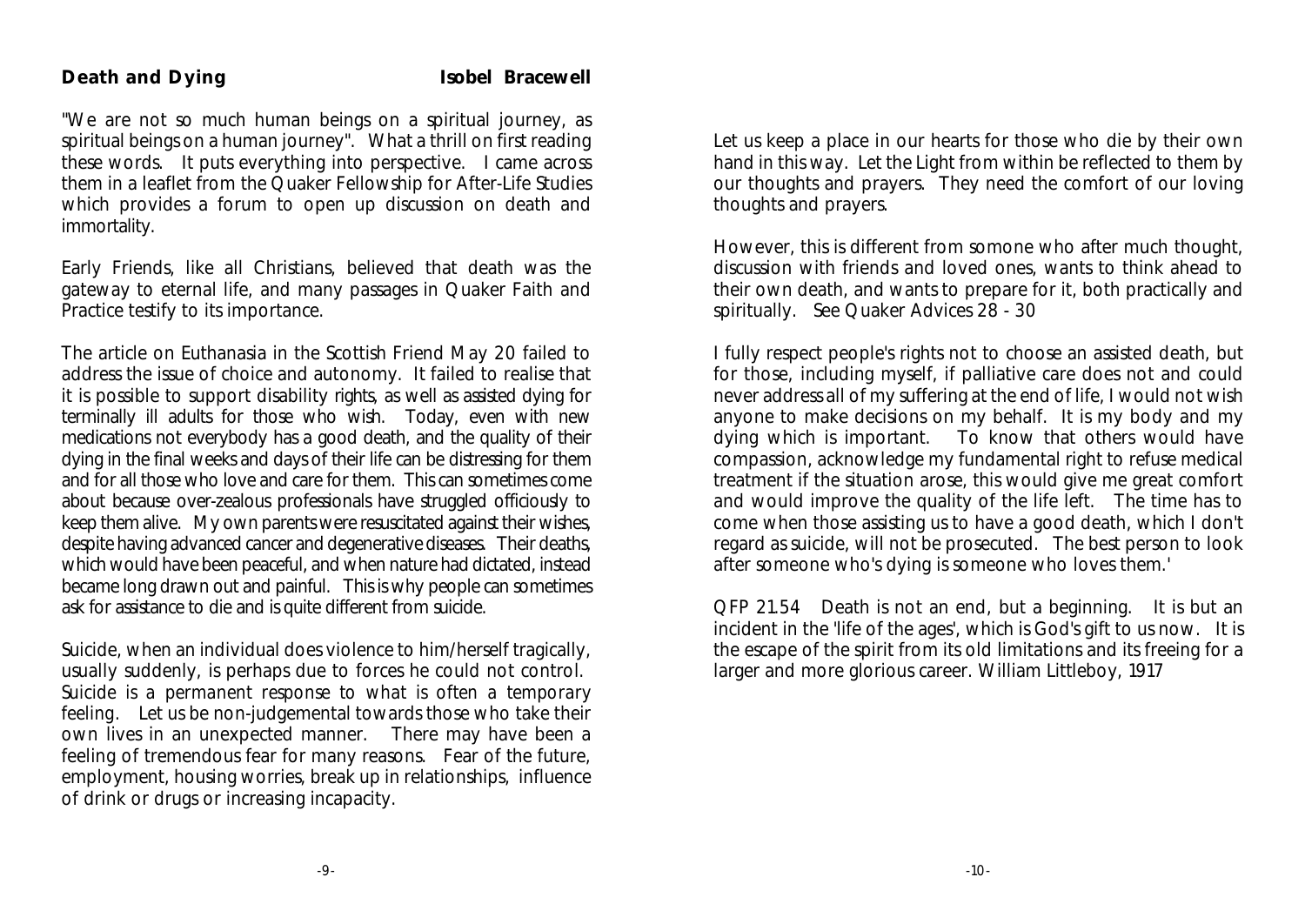## Death and Dying

**Isobel Bracewell**

"We are not so much human beings on a spiritual journey, as spiritual beings on a human journey". What a thrill on first reading these words. It puts everything into perspective. I came across them in a leaflet from the Quaker Fellowship for After-Life Studies which provides a forum to open up discussion on death and immortality.

Early Friends, like all Christians, believed that death was the gateway to eternal life, and many passages in Quaker Faith and Practice testify to its importance.

The article on Euthanasia in the Scottish Friend May 20 failed to address the issue of choice and autonomy. It failed to realise that it is possible to support disability rights, as well as assisted dying for terminally ill adults for those who wish. Today, even with new medications not everybody has a good death, and the quality of their dying in the final weeks and days of their life can be distressing for them and for all those who love and care for them. This can sometimes come about because over-zealous professionals have struggled officiously to keep them alive. My own parents were resuscitated against their wishes, despite having advanced cancer and degenerative diseases. Their deaths, which would have been peaceful, and when nature had dictated, instead became long drawn out and painful. This is why people can sometimes ask for assistance to die and is quite different from suicide.

Suicide, when an individual does violence to him/herself tragically, usually suddenly, is perhaps due to forces he could not control. Suicide is a permanent response to what is often a temporary feeling. Let us be non-judgemental towards those who take their own lives in an unexpected manner. There may have been a feeling of tremendous fear for many reasons. Fear of the future, employment, housing worries, break up in relationships, influence of drink or drugs or increasing incapacity.

Let us keep a place in our hearts for those who die by their own hand in this way. Let the Light from within be reflected to them by our thoughts and prayers. They need the comfort of our loving thoughts and prayers.

However, this is different from somone who after much thought, discussion with friends and loved ones, wants to think ahead to their own death, and wants to prepare for it, both practically and spiritually. See Quaker Advices 28 - 30

I fully respect people's rights not to choose an assisted death, but for those, including myself, if palliative care does not and could never address all of my suffering at the end of life, I would not wish anyone to make decisions on my behalf. It is my body and my dying which is important. To know that others would have compassion, acknowledge my fundamental right to refuse medical treatment if the situation arose, this would give me great comfort and would improve the quality of the life left. The time has to come when those assisting us to have a good death, which I don't regard as suicide, will not be prosecuted. The best person to look after someone who's dying is someone who loves them.'

QFP 21.54 Death is not an end, but a beginning. It is but an incident in the 'life of the ages', which is God's gift to us now. It is the escape of the spirit from its old limitations and its freeing for a larger and more glorious career. William Littleboy, 1917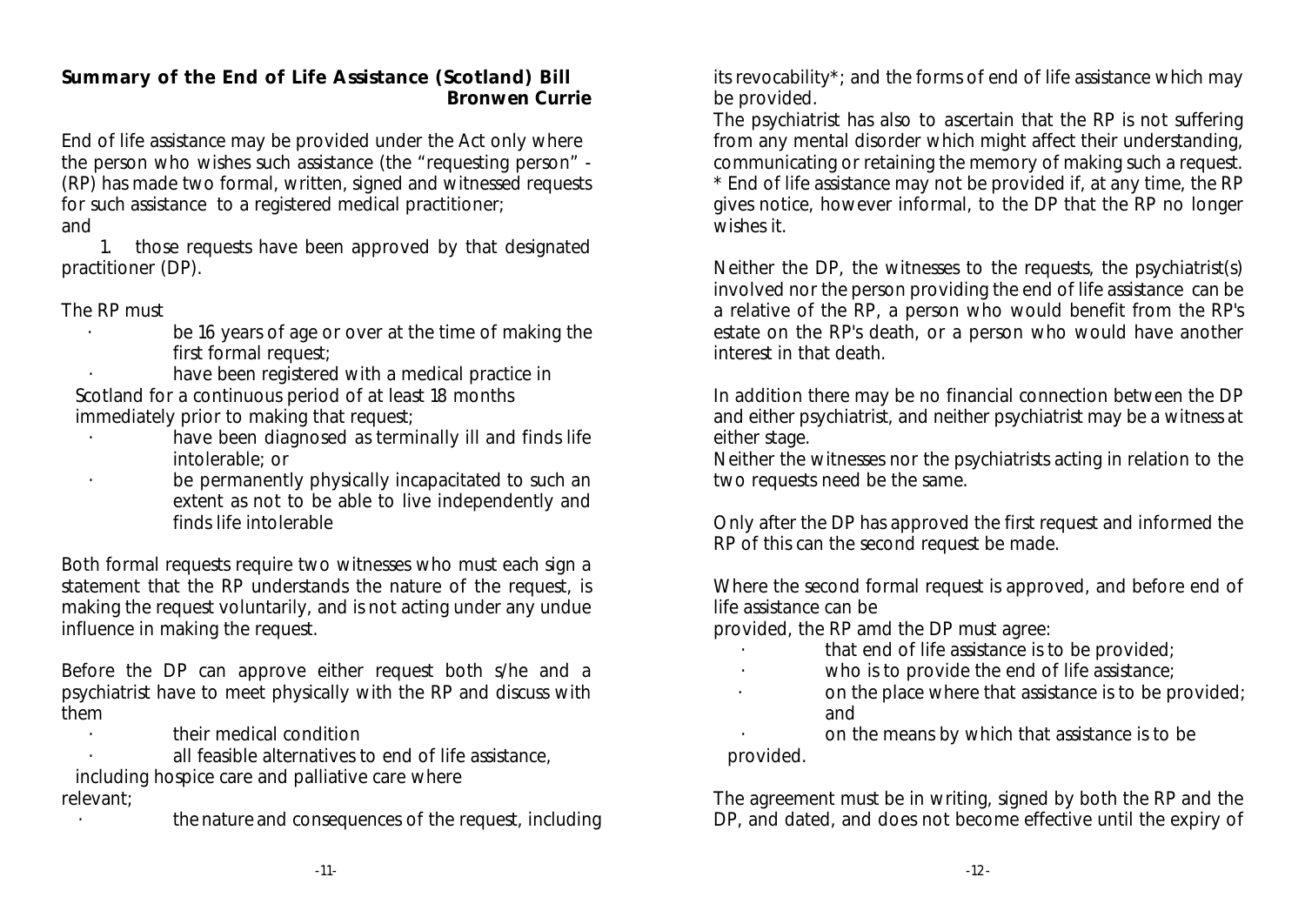## Summary of the End of Life Assistance (Scotland) Bill

**Bronwen Currie**

End of life assistance may be provided under the Act only where the person who wishes such assistance (the "requesting person" - (RP) has made two formal, written, signed and witnessed requests for such assistance to a registered medical practitioner; and

1. those requests have been approved by that designated practitioner (DP).

The RP must

- be 16 years of age or over at the time of making the first formal request;
- have been registered with a medical practice in Scotland for a continuous period of at least 18 months immediately prior to making that request;
- have been diagnosed as terminally ill and finds life intolerable; or
- be permanently physically incapacitated to such an extent as not to be able to live independently and finds life intolerable

Both formal requests require two witnesses who must each sign a statement that the RP understands the nature of the request, is making the request voluntarily, and is not acting under any undue influence in making the request.

Before the DP can approve either request both s/he and a psychiatrist have to meet physically with the RP and discuss with them

- their medical condition
- all feasible alternatives to end of life assistance, including hospice care and palliative care where relevant;
- the nature and consequences of the request, including its revocability*; and the forms of end of life assistance which may be provided.

The psychiatrist has also to ascertain that the RP is not suffering from any mental disorder which might affect their understanding, communicating or retaining the memory of making such a request.

\* End of life assistance may not be provided if, at any time, the RP gives notice, however informal, to the DP that the RP no longer wishes it.

Neither the DP, the witnesses to the requests, the psychiatrist(s) involved nor the person providing the end of life assistance can be a relative of the RP, a person who would benefit from the RP's estate on the RP's death, or a person who would have another interest in that death.

In addition there may be no financial connection between the DP and either psychiatrist, and neither psychiatrist may be a witness at either stage.

Neither the witnesses nor the psychiatrists acting in relation to the two requests need be the same.

Only after the DP has approved the first request and informed the RP of this can the second request be made.

Where the second formal request is approved, and before end of life assistance can be provided, the RP amd the DP must agree:

- that end of life assistance is to be provided;
- who is to provide the end of life assistance;
- on the place where that assistance is to be provided; and
- on the means by which that assistance is to be provided.

The agreement must be in writing, signed by both the RP and the DP, and dated, and does not become effective until the expiry of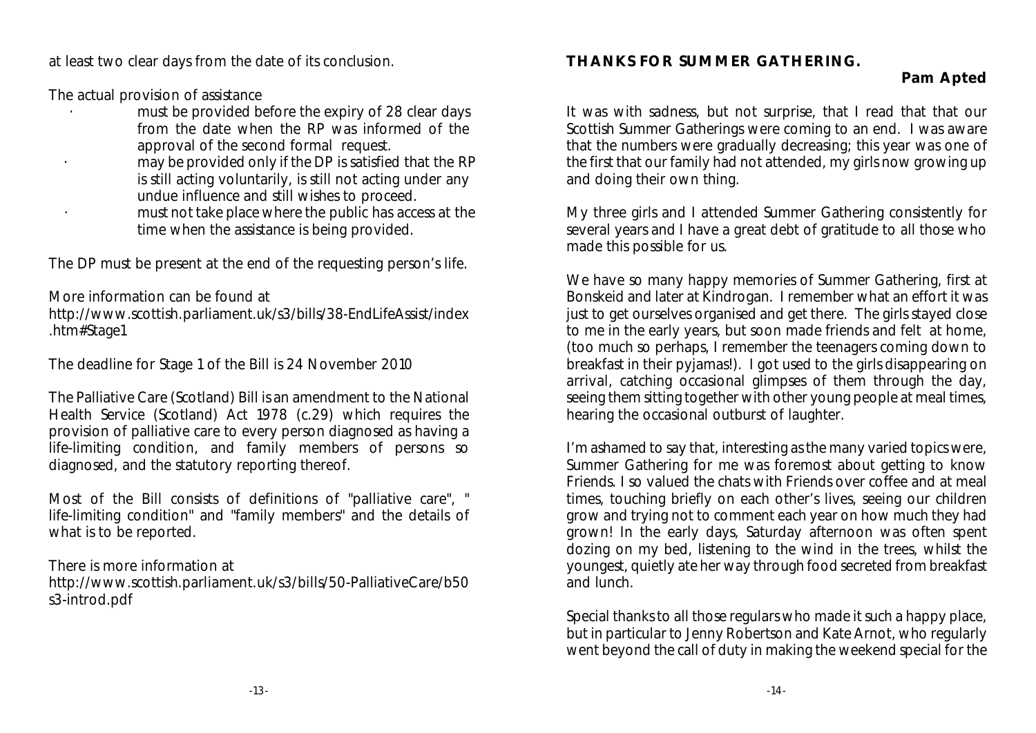at least two clear days from the date of its conclusion.

The actual provision of assistance

- must be provided before the expiry of 28 clear days from the date when the RP was informed of the approval of the second formal request.
- may be provided only if the DP is satisfied that the RP is still acting voluntarily, is still not acting under any undue influence and still wishes to proceed.
- must not take place where the public has access at the time when the assistance is being provided.

The DP must be present at the end of the requesting person's life.

More information can be found at
http://www.scottish.parliament.uk/s3/bills/38-EndLifeAssist/index.htm#Stage1

The deadline for Stage 1 of the Bill is 24 November 2010

The Palliative Care (Scotland) Bill is an amendment to the National Health Service (Scotland) Act 1978 (c.29) which requires the provision of palliative care to every person diagnosed as having a life-limiting condition, and family members of persons so diagnosed, and the statutory reporting thereof.

Most of the Bill consists of definitions of "palliative care", " life-limiting condition" and "family members" and the details of what is to be reported.

There is more information at
http://www.scottish.parliament.uk/s3/bills/50-PalliativeCare/b50s3-introd.pdf

## THANKS FOR SUMMER GATHERING.

**Pam Apted**

It was with sadness, but not surprise, that I read that that our Scottish Summer Gatherings were coming to an end. I was aware that the numbers were gradually decreasing; this year was one of the first that our family had not attended, my girls now growing up and doing their own thing.

My three girls and I attended Summer Gathering consistently for several years and I have a great debt of gratitude to all those who made this possible for us.

We have so many happy memories of Summer Gathering, first at Bonskeid and later at Kindrogan. I remember what an effort it was just to get ourselves organised and get there. The girls stayed close to me in the early years, but soon made friends and felt at home, (too much so perhaps, I remember the teenagers coming down to breakfast in their pyjamas!). I got used to the girls disappearing on arrival, catching occasional glimpses of them through the day, seeing them sitting together with other young people at meal times, hearing the occasional outburst of laughter.

I'm ashamed to say that, interesting as the many varied topics were, Summer Gathering for me was foremost about getting to know Friends. I so valued the chats with Friends over coffee and at meal times, touching briefly on each other's lives, seeing our children grow and trying not to comment each year on how much they had grown! In the early days, Saturday afternoon was often spent dozing on my bed, listening to the wind in the trees, whilst the youngest, quietly ate her way through food secreted from breakfast and lunch.

Special thanks to all those regulars who made it such a happy place, but in particular to Jenny Robertson and Kate Arnot, who regularly went beyond the call of duty in making the weekend special for the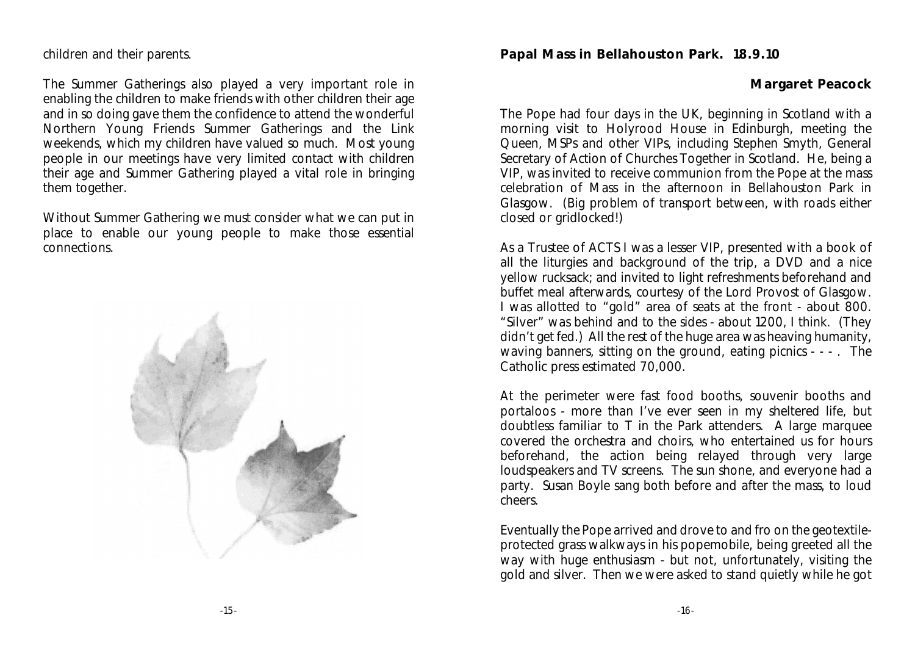children and their parents.

The Summer Gatherings also played a very important role in enabling the children to make friends with other children their age and in so doing gave them the confidence to attend the wonderful Northern Young Friends Summer Gatherings and the Link weekends, which my children have valued so much. Most young people in our meetings have very limited contact with children their age and Summer Gathering played a vital role in bringing them together.

Without Summer Gathering we must consider what we can put in place to enable our young people to make those essential connections.

## Papal Mass in Bellahouston Park. 18.9.10

**Margaret Peacock**

The Pope had four days in the UK, beginning in Scotland with a morning visit to Holyrood House in Edinburgh, meeting the Queen, MSPs and other VIPs, including Stephen Smyth, General Secretary of Action of Churches Together in Scotland. He, being a VIP, was invited to receive communion from the Pope at the mass celebration of Mass in the afternoon in Bellahouston Park in Glasgow. (Big problem of transport between, with roads either closed or gridlocked!)

As a Trustee of ACTS I was a lesser VIP, presented with a book of all the liturgies and background of the trip, a DVD and a nice yellow rucksack; and invited to light refreshments beforehand and buffet meal afterwards, courtesy of the Lord Provost of Glasgow. I was allotted to "gold" area of seats at the front - about 800. "Silver" was behind and to the sides - about 1200, I think. (They didn't get fed.) All the rest of the huge area was heaving humanity, waving banners, sitting on the ground, eating picnics - - - . The Catholic press estimated 70,000.

At the perimeter were fast food booths, souvenir booths and portaloos - more than I've ever seen in my sheltered life, but doubtless familiar to T in the Park attenders. A large marquee covered the orchestra and choirs, who entertained us for hours beforehand, the action being relayed through very large loudspeakers and TV screens. The sun shone, and everyone had a party. Susan Boyle sang both before and after the mass, to loud cheers.

Eventually the Pope arrived and drove to and fro on the geotextile-protected grass walkways in his popemobile, being greeted all the way with huge enthusiasm - but not, unfortunately, visiting the gold and silver. Then we were asked to stand quietly while he got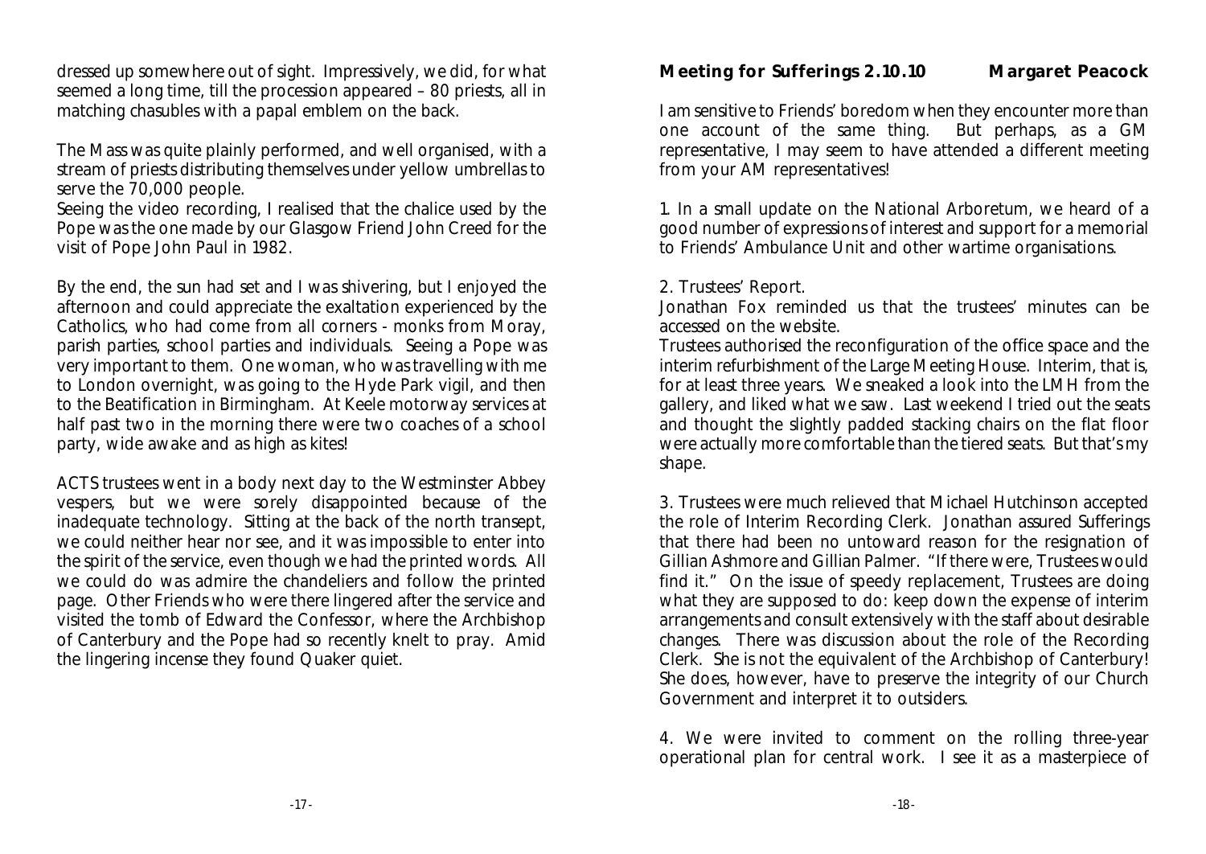dressed up somewhere out of sight. Impressively, we did, for what seemed a long time, till the procession appeared – 80 priests, all in matching chasubles with a papal emblem on the back.

The Mass was quite plainly performed, and well organised, with a stream of priests distributing themselves under yellow umbrellas to serve the 70,000 people.

Seeing the video recording, I realised that the chalice used by the Pope was the one made by our Glasgow Friend John Creed for the visit of Pope John Paul in 1982.

By the end, the sun had set and I was shivering, but I enjoyed the afternoon and could appreciate the exaltation experienced by the Catholics, who had come from all corners - monks from Moray, parish parties, school parties and individuals. Seeing a Pope was very important to them. One woman, who was travelling with me to London overnight, was going to the Hyde Park vigil, and then to the Beatification in Birmingham. At Keele motorway services at half past two in the morning there were two coaches of a school party, wide awake and as high as kites!

ACTS trustees went in a body next day to the Westminster Abbey vespers, but we were sorely disappointed because of the inadequate technology. Sitting at the back of the north transept, we could neither hear nor see, and it was impossible to enter into the spirit of the service, even though we had the printed words. All we could do was admire the chandeliers and follow the printed page. Other Friends who were there lingered after the service and visited the tomb of Edward the Confessor, where the Archbishop of Canterbury and the Pope had so recently knelt to pray. Amid the lingering incense they found Quaker quiet.

## Meeting for Sufferings 2.10.10 — Margaret Peacock

I am sensitive to Friends' boredom when they encounter more than one account of the same thing. But perhaps, as a GM representative, I may seem to have attended a different meeting from your AM representatives!

1. In a small update on the National Arboretum, we heard of a good number of expressions of interest and support for a memorial to Friends' Ambulance Unit and other wartime organisations.

2. Trustees' Report.
Jonathan Fox reminded us that the trustees' minutes can be accessed on the website.
Trustees authorised the reconfiguration of the office space and the interim refurbishment of the Large Meeting House. Interim, that is, for at least three years. We sneaked a look into the LMH from the gallery, and liked what we saw. Last weekend I tried out the seats and thought the slightly padded stacking chairs on the flat floor were actually more comfortable than the tiered seats. But that's my shape.

3. Trustees were much relieved that Michael Hutchinson accepted the role of Interim Recording Clerk. Jonathan assured Sufferings that there had been no untoward reason for the resignation of Gillian Ashmore and Gillian Palmer. "If there were, Trustees would find it." On the issue of speedy replacement, Trustees are doing what they are supposed to do: keep down the expense of interim arrangements and consult extensively with the staff about desirable changes. There was discussion about the role of the Recording Clerk. She is not the equivalent of the Archbishop of Canterbury! She does, however, have to preserve the integrity of our Church Government and interpret it to outsiders.

4. We were invited to comment on the rolling three-year operational plan for central work. I see it as a masterpiece of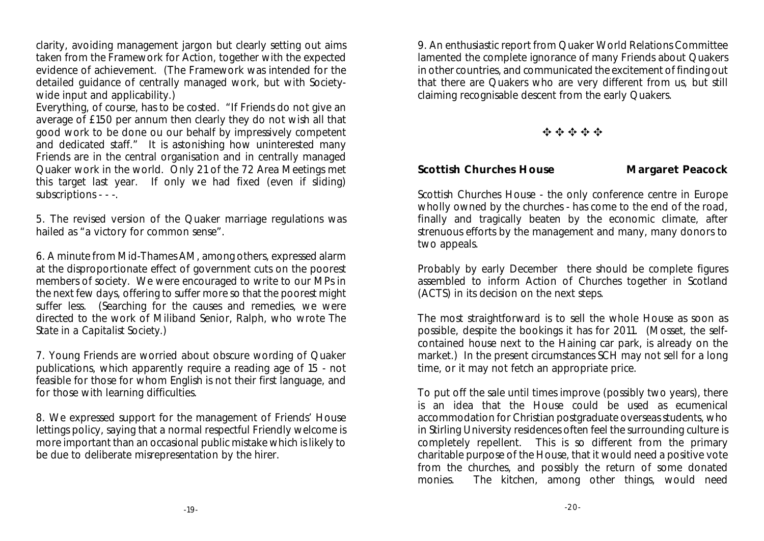clarity, avoiding management jargon but clearly setting out aims taken from the Framework for Action, together with the expected evidence of achievement. (The Framework was intended for the detailed guidance of centrally managed work, but with Society-wide input and applicability.)

Everything, of course, has to be costed. "If Friends do not give an average of £150 per annum then clearly they do not wish all that good work to be done ou our behalf by impressively competent and dedicated staff." It is astonishing how uninterested many Friends are in the central organisation and in centrally managed Quaker work in the world. Only 21 of the 72 Area Meetings met this target last year. If only we had fixed (even if sliding) subscriptions - - -.

5. The revised version of the Quaker marriage regulations was hailed as "a victory for common sense".

6. A minute from Mid-Thames AM, among others, expressed alarm at the disproportionate effect of government cuts on the poorest members of society. We were encouraged to write to our MPs in the next few days, offering to suffer more so that the poorest might suffer less. (Searching for the causes and remedies, we were directed to the work of Miliband Senior, Ralph, who wrote *The State in a Capitalist Society*.)

7. Young Friends are worried about obscure wording of Quaker publications, which apparently require a reading age of 15 - not feasible for those for whom English is not their first language, and for those with learning difficulties.

8. We expressed support for the management of Friends' House lettings policy, saying that a normal respectful Friendly welcome is more important than an occasional public mistake which is likely to be due to deliberate misrepresentation by the hirer.

9. An enthusiastic report from Quaker World Relations Committee lamented the complete ignorance of many Friends about Quakers in other countries, and communicated the excitement of finding out that there are Quakers who are very different from us, but still claiming recognisable descent from the early Quakers.

✣ ✣ ✣ ✣ ✣

## Scottish Churches House — Margaret Peacock

Scottish Churches House - the only conference centre in Europe wholly owned by the churches - has come to the end of the road, finally and tragically beaten by the economic climate, after strenuous efforts by the management and many, many donors to two appeals.

Probably by early December there should be complete figures assembled to inform Action of Churches together in Scotland (ACTS) in its decision on the next steps.

The most straightforward is to sell the whole House as soon as possible, despite the bookings it has for 2011. (Mosset, the self-contained house next to the Haining car park, is already on the market.) In the present circumstances SCH may not sell for a long time, or it may not fetch an appropriate price.

To put off the sale until times improve (possibly two years), there is an idea that the House could be used as ecumenical accommodation for Christian postgraduate overseas students, who in Stirling University residences often feel the surrounding culture is completely repellent. This is so different from the primary charitable purpose of the House, that it would need a positive vote from the churches, and possibly the return of some donated monies. The kitchen, among other things, would need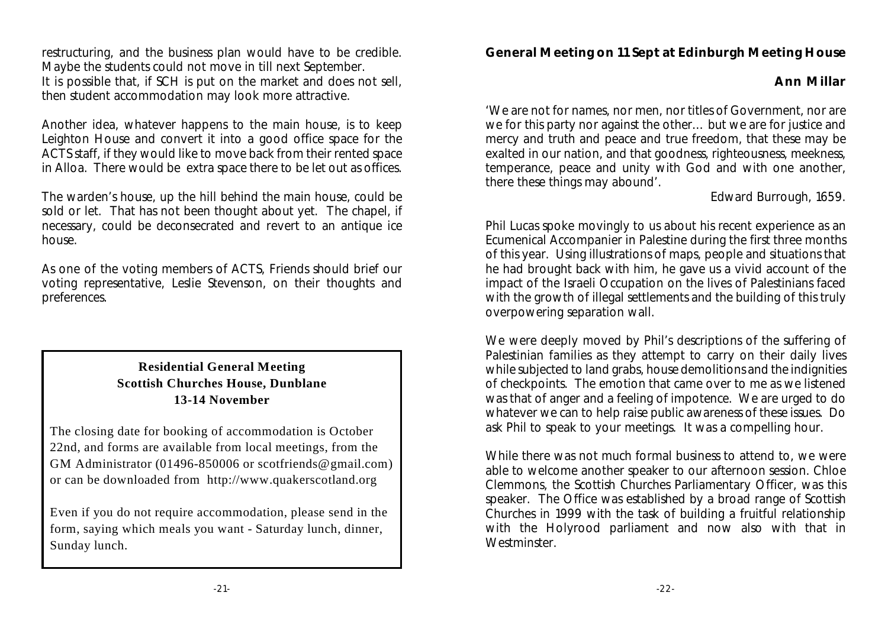restructuring, and the business plan would have to be credible. Maybe the students could not move in till next September.
It is possible that, if SCH is put on the market and does not sell, then student accommodation may look more attractive.

Another idea, whatever happens to the main house, is to keep Leighton House and convert it into a good office space for the ACTS staff, if they would like to move back from their rented space in Alloa. There would be extra space there to be let out as offices.

The warden's house, up the hill behind the main house, could be sold or let. That has not been thought about yet. The chapel, if necessary, could be deconsecrated and revert to an antique ice house.

As one of the voting members of ACTS, Friends should brief our voting representative, Leslie Stevenson, on their thoughts and preferences.

> **Residential General Meeting**
> **Scottish Churches House, Dunblane**
> **13-14 November**
>
> The closing date for booking of accommodation is October 22nd, and forms are available from local meetings, from the GM Administrator (01496-850006 or scotfriends@gmail.com) or can be downloaded from http://www.quakerscotland.org
>
> Even if you do not require accommodation, please send in the form, saying which meals you want - Saturday lunch, dinner, Sunday lunch.

## General Meeting on 11 Sept at Edinburgh Meeting House

**Ann Millar**

'We are not for names, nor men, nor titles of Government, nor are we for this party nor against the other... but we are for justice and mercy and truth and peace and true freedom, that these may be exalted in our nation, and that goodness, righteousness, meekness, temperance, peace and unity with God and with one another, there these things may abound'.

Edward Burrough, 1659.

Phil Lucas spoke movingly to us about his recent experience as an Ecumenical Accompanier in Palestine during the first three months of this year. Using illustrations of maps, people and situations that he had brought back with him, he gave us a vivid account of the impact of the Israeli Occupation on the lives of Palestinians faced with the growth of illegal settlements and the building of this truly overpowering separation wall.

We were deeply moved by Phil's descriptions of the suffering of Palestinian families as they attempt to carry on their daily lives while subjected to land grabs, house demolitions and the indignities of checkpoints. The emotion that came over to me as we listened was that of anger and a feeling of impotence. We are urged to do whatever we can to help raise public awareness of these issues. Do ask Phil to speak to your meetings. It was a compelling hour.

While there was not much formal business to attend to, we were able to welcome another speaker to our afternoon session. Chloe Clemmons, the Scottish Churches Parliamentary Officer, was this speaker. The Office was established by a broad range of Scottish Churches in 1999 with the task of building a fruitful relationship with the Holyrood parliament and now also with that in Westminster.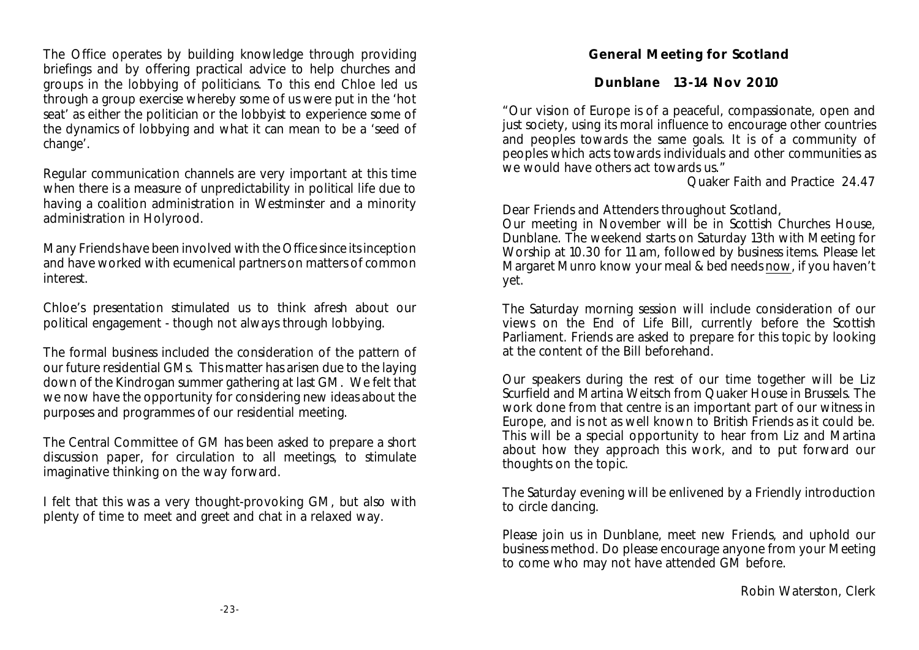The Office operates by building knowledge through providing briefings and by offering practical advice to help churches and groups in the lobbying of politicians. To this end Chloe led us through a group exercise whereby some of us were put in the 'hot seat' as either the politician or the lobbyist to experience some of the dynamics of lobbying and what it can mean to be a 'seed of change'.

Regular communication channels are very important at this time when there is a measure of unpredictability in political life due to having a coalition administration in Westminster and a minority administration in Holyrood.

Many Friends have been involved with the Office since its inception and have worked with ecumenical partners on matters of common interest.

Chloe's presentation stimulated us to think afresh about our political engagement - though not always through lobbying.

The formal business included the consideration of the pattern of our future residential GMs. This matter has arisen due to the laying down of the Kindrogan summer gathering at last GM. We felt that we now have the opportunity for considering new ideas about the purposes and programmes of our residential meeting.

The Central Committee of GM has been asked to prepare a short discussion paper, for circulation to all meetings, to stimulate imaginative thinking on the way forward.

I felt that this was a very thought-provoking GM, but also with plenty of time to meet and greet and chat in a relaxed way.

## General Meeting for Scotland

### Dunblane 13-14 Nov 2010

"Our vision of Europe is of a peaceful, compassionate, open and just society, using its moral influence to encourage other countries and peoples towards the same goals. It is of a community of peoples which acts towards individuals and other communities as we would have others act towards us."

Quaker Faith and Practice 24.47

Dear Friends and Attenders throughout Scotland,
Our meeting in November will be in Scottish Churches House, Dunblane. The weekend starts on Saturday 13th with Meeting for Worship at 10.30 for 11 am, followed by business items. Please let Margaret Munro know your meal & bed needs now, if you haven't yet.

The Saturday morning session will include consideration of our views on the End of Life Bill, currently before the Scottish Parliament. Friends are asked to prepare for this topic by looking at the content of the Bill beforehand.

Our speakers during the rest of our time together will be Liz Scurfield and Martina Weitsch from Quaker House in Brussels. The work done from that centre is an important part of our witness in Europe, and is not as well known to British Friends as it could be. This will be a special opportunity to hear from Liz and Martina about how they approach this work, and to put forward our thoughts on the topic.

The Saturday evening will be enlivened by a Friendly introduction to circle dancing.

Please join us in Dunblane, meet new Friends, and uphold our business method. Do please encourage anyone from your Meeting to come who may not have attended GM before.

Robin Waterston, Clerk